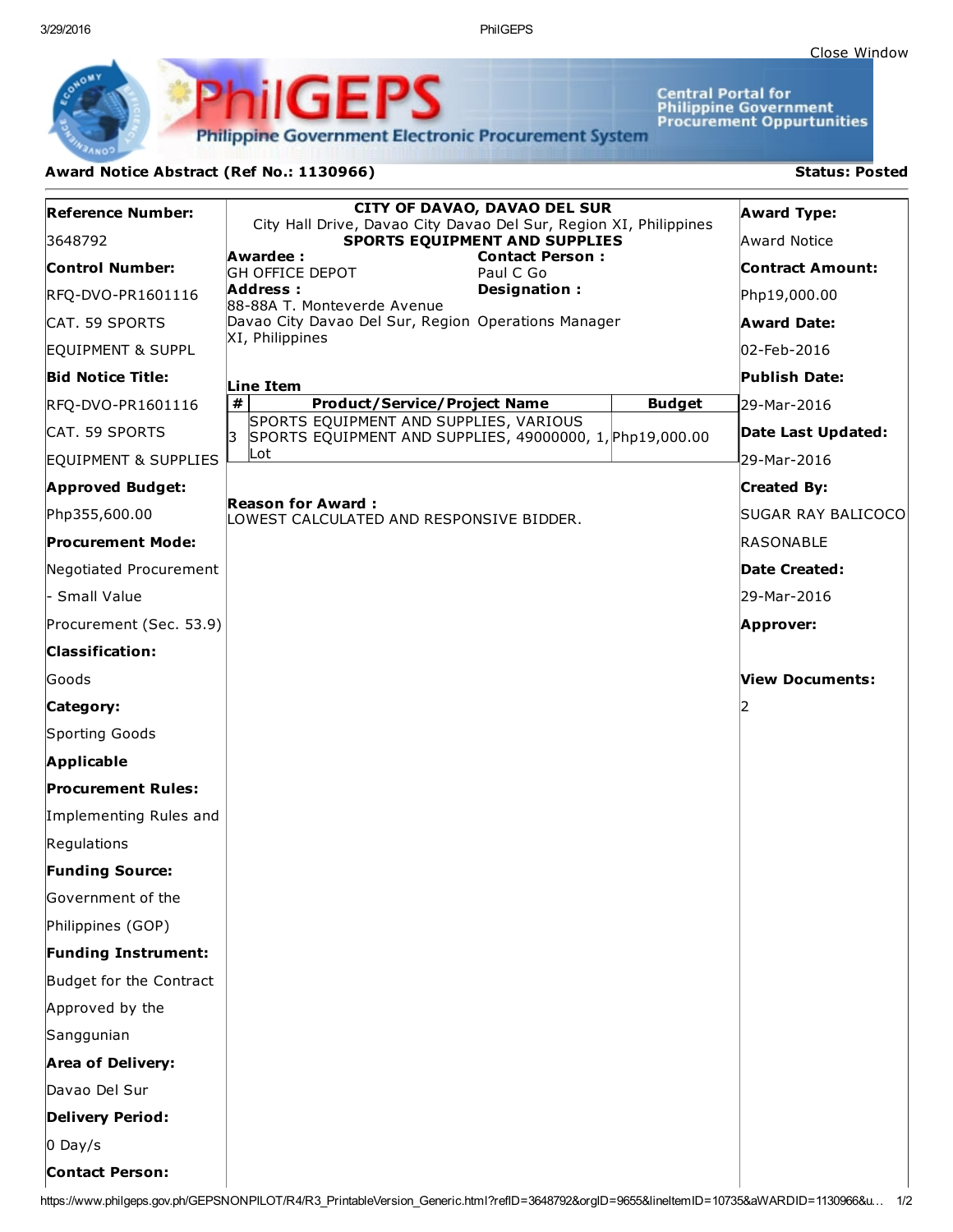Close Window

**PhilGEPS** — Philippine Government Electronic Procurement System

Central Portal for Philippine Government Procurement Oppurtunities

**Award Notice Abstract (Ref No.: 1130966)** **Status: Posted**

**Reference Number:**
3648792

**Control Number:**
RFQ-DVO-PR1601116 CAT. 59 SPORTS EQUIPMENT & SUPPL

**Bid Notice Title:**
RFQ-DVO-PR1601116 CAT. 59 SPORTS EQUIPMENT & SUPPLIES

**Approved Budget:**
Php355,600.00

**Procurement Mode:**
Negotiated Procurement - Small Value Procurement (Sec. 53.9)

**Classification:**
Goods

**Category:**
Sporting Goods

**Applicable Procurement Rules:**
Implementing Rules and Regulations

**Funding Source:**
Government of the Philippines (GOP)

**Funding Instrument:**
Budget for the Contract Approved by the Sanggunian

**Area of Delivery:**
Davao Del Sur

**Delivery Period:**
0 Day/s

**Contact Person:**

---

**CITY OF DAVAO, DAVAO DEL SUR**
City Hall Drive, Davao City Davao Del Sur, Region XI, Philippines
**SPORTS EQUIPMENT AND SUPPLIES**

**Awardee :**
GH OFFICE DEPOT

**Address :**
88-88A T. Monteverde Avenue
Davao City Davao Del Sur, Region XI, Philippines

**Contact Person :**
Paul C Go

**Designation :**
Operations Manager

**Line Item**

| # | Product/Service/Project Name | Budget |
|---|---|---|
| 3 | SPORTS EQUIPMENT AND SUPPLIES, VARIOUS SPORTS EQUIPMENT AND SUPPLIES, 49000000, 1, Lot | Php19,000.00 |

**Reason for Award :**
LOWEST CALCULATED AND RESPONSIVE BIDDER.

---

**Award Type:**
Award Notice

**Contract Amount:**
Php19,000.00

**Award Date:**
02-Feb-2016

**Publish Date:**
29-Mar-2016

**Date Last Updated:**
29-Mar-2016

**Created By:**
SUGAR RAY BALICOCO RASONABLE

**Date Created:**
29-Mar-2016

**Approver:**

**View Documents:**
2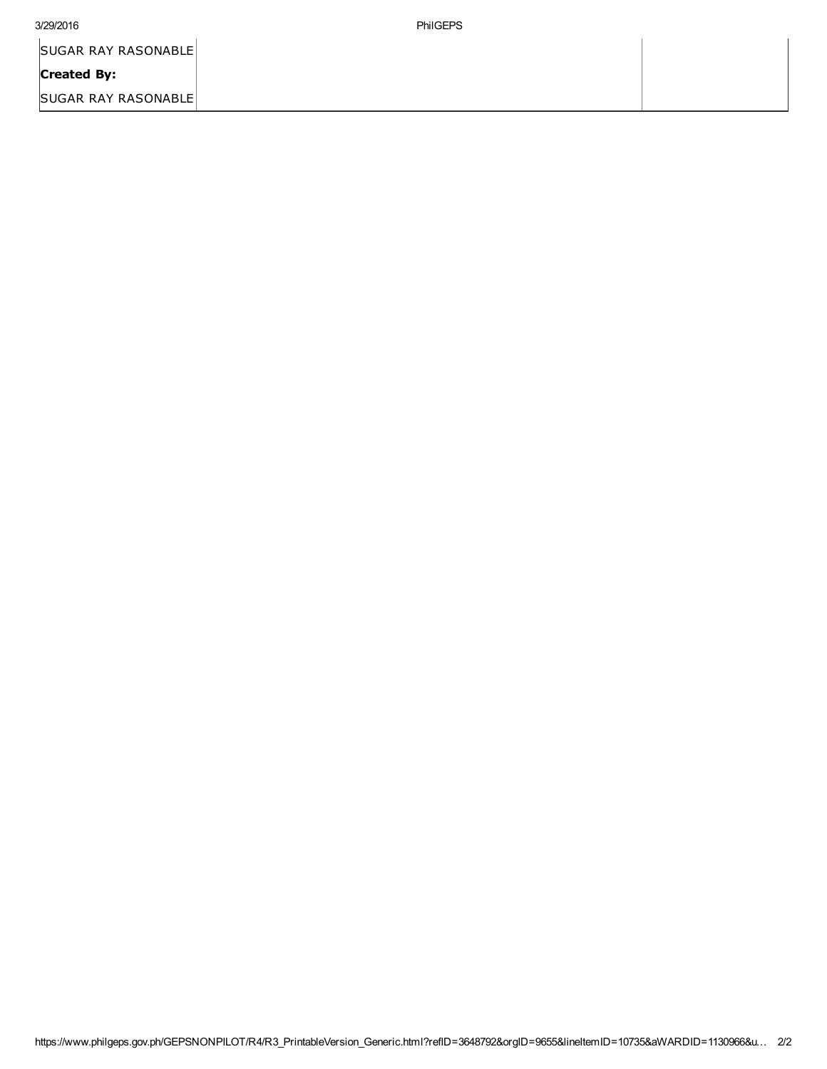| | | |
|---|---|---|
| SUGAR RAY RASONABLE | | |
| **Created By:** | | |
| SUGAR RAY RASONABLE | | |